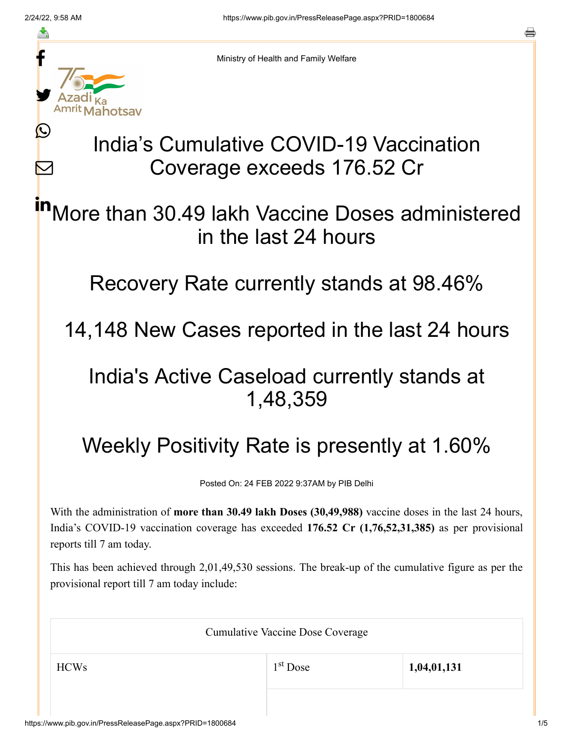Ministry of Health and Family Welfare

# India's Cumulative COVID-19 Vaccination Coverage exceeds 176.52 Cr

## More than 30.49 lakh Vaccine Doses administered in the last 24 hours

## Recovery Rate currently stands at 98.46%

## 14,148 New Cases reported in the last 24 hours

## India's Active Caseload currently stands at 1,48,359

## Weekly Positivity Rate is presently at 1.60%

Posted On: 24 FEB 2022 9:37AM by PIB Delhi

With the administration of **more than 30.49 lakh Doses (30,49,988)** vaccine doses in the last 24 hours, India's COVID-19 vaccination coverage has exceeded **176.52 Cr (1,76,52,31,385)** as per provisional reports till 7 am today.

This has been achieved through 2,01,49,530 sessions. The break-up of the cumulative figure as per the provisional report till 7 am today include:

| Cumulative Vaccine Dose Coverage | | |
|---|---|---|
| HCWs | 1st Dose | **1,04,01,131** |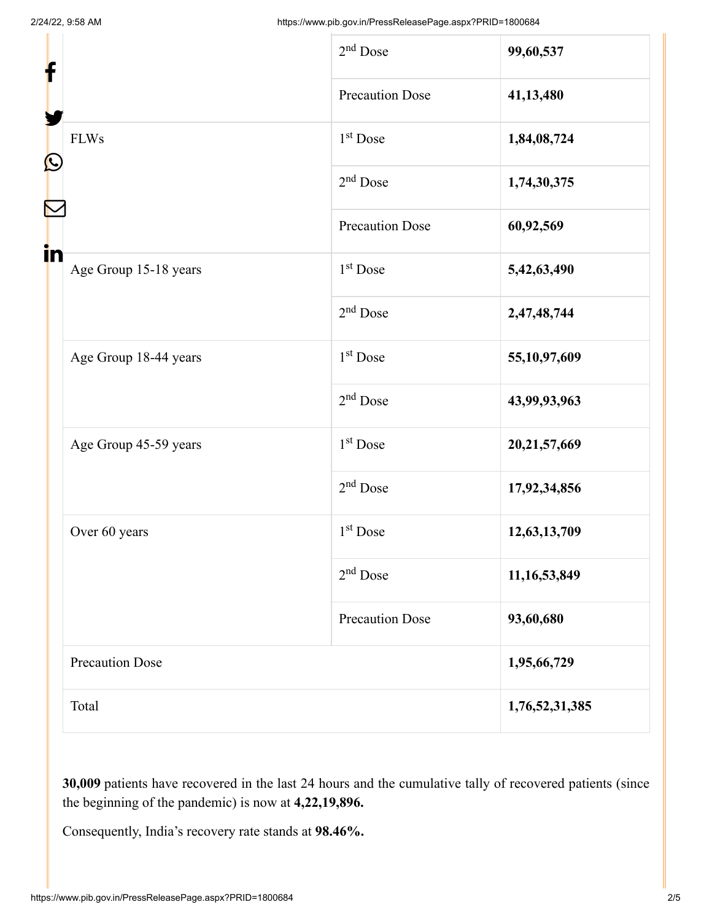| | | |
|---|---|---|
| | 2nd Dose | **99,60,537** |
| | Precaution Dose | **41,13,480** |
| FLWs | 1st Dose | **1,84,08,724** |
| | 2nd Dose | **1,74,30,375** |
| | Precaution Dose | **60,92,569** |
| Age Group 15-18 years | 1st Dose | **5,42,63,490** |
| | 2nd Dose | **2,47,48,744** |
| Age Group 18-44 years | 1st Dose | **55,10,97,609** |
| | 2nd Dose | **43,99,93,963** |
| Age Group 45-59 years | 1st Dose | **20,21,57,669** |
| | 2nd Dose | **17,92,34,856** |
| Over 60 years | 1st Dose | **12,63,13,709** |
| | 2nd Dose | **11,16,53,849** |
| | Precaution Dose | **93,60,680** |
| Precaution Dose | | **1,95,66,729** |
| Total | | **1,76,52,31,385** |

**30,009** patients have recovered in the last 24 hours and the cumulative tally of recovered patients (since the beginning of the pandemic) is now at **4,22,19,896.**

Consequently, India's recovery rate stands at **98.46%.**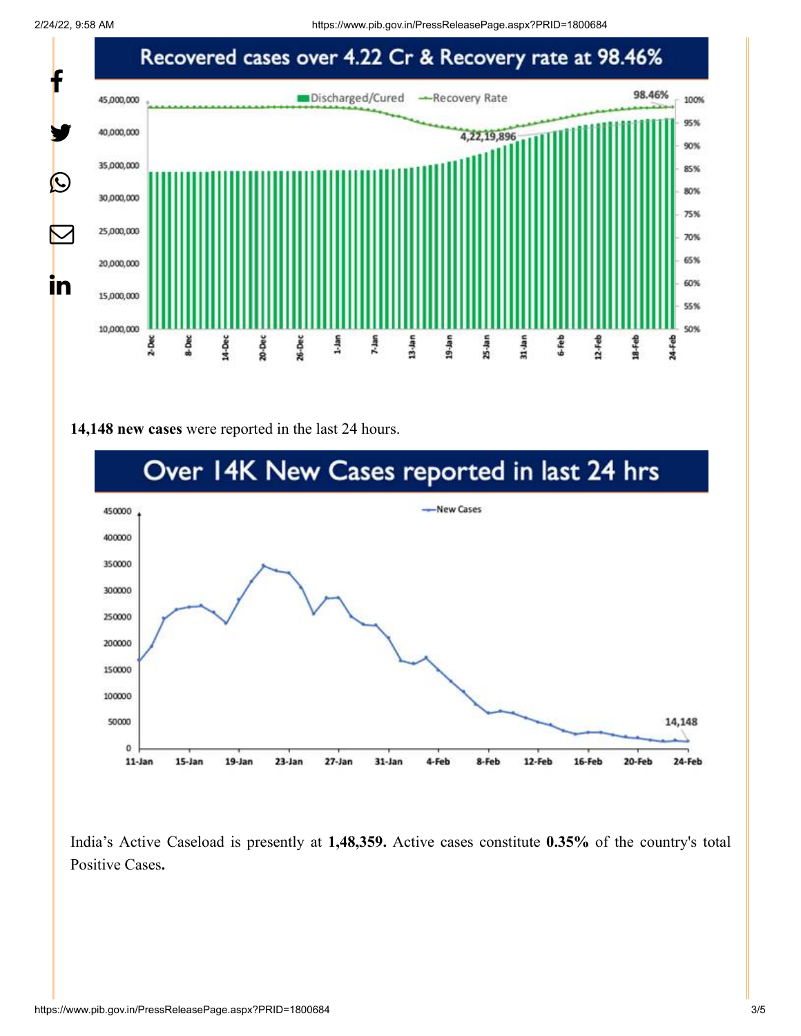## Recovered cases over 4.22 Cr & Recovery rate at 98.46%

**14,148 new cases** were reported in the last 24 hours.

## Over 14K New Cases reported in last 24 hrs

India's Active Caseload is presently at **1,48,359.** Active cases constitute **0.35%** of the country's total Positive Cases**.**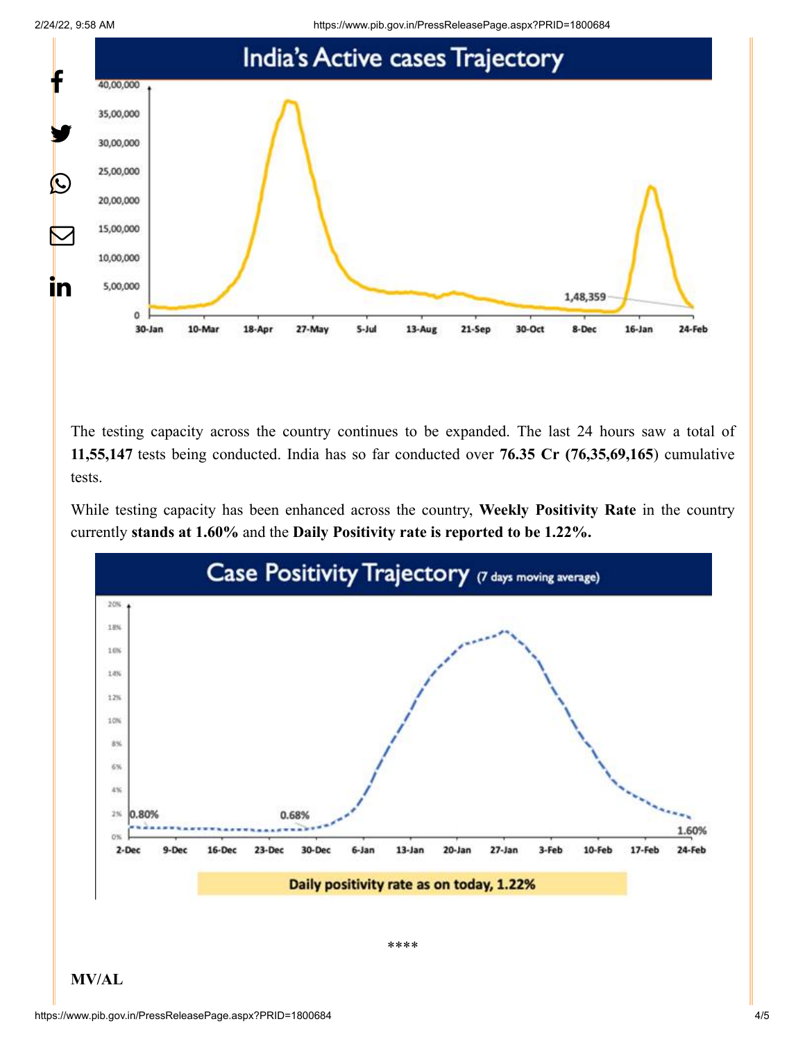India's Active cases Trajectory

The testing capacity across the country continues to be expanded. The last 24 hours saw a total of **11,55,147** tests being conducted. India has so far conducted over **76.35 Cr (76,35,69,165**) cumulative tests.

While testing capacity has been enhanced across the country, **Weekly Positivity Rate** in the country currently **stands at 1.60%** and the **Daily Positivity rate is reported to be 1.22%.**

Case Positivity Trajectory (7 days moving average)

Daily positivity rate as on today, 1.22%

****

**MV/AL**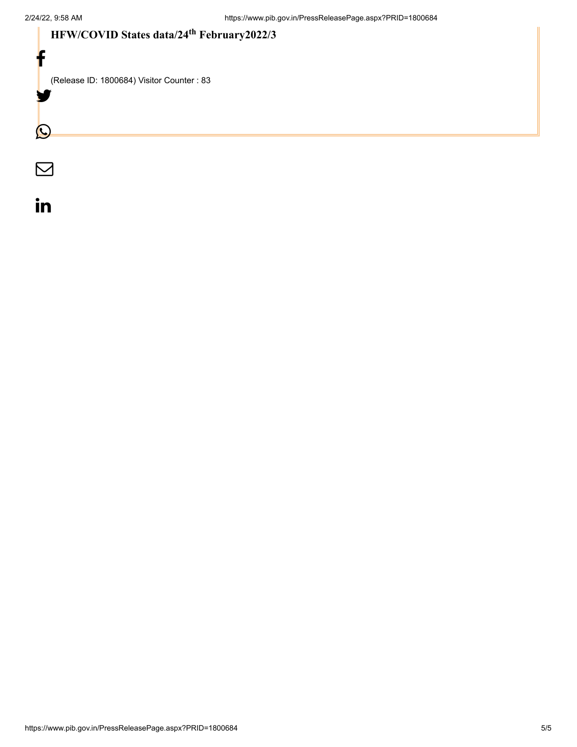**HFW/COVID States data/24th February2022/3**

(Release ID: 1800684) Visitor Counter : 83